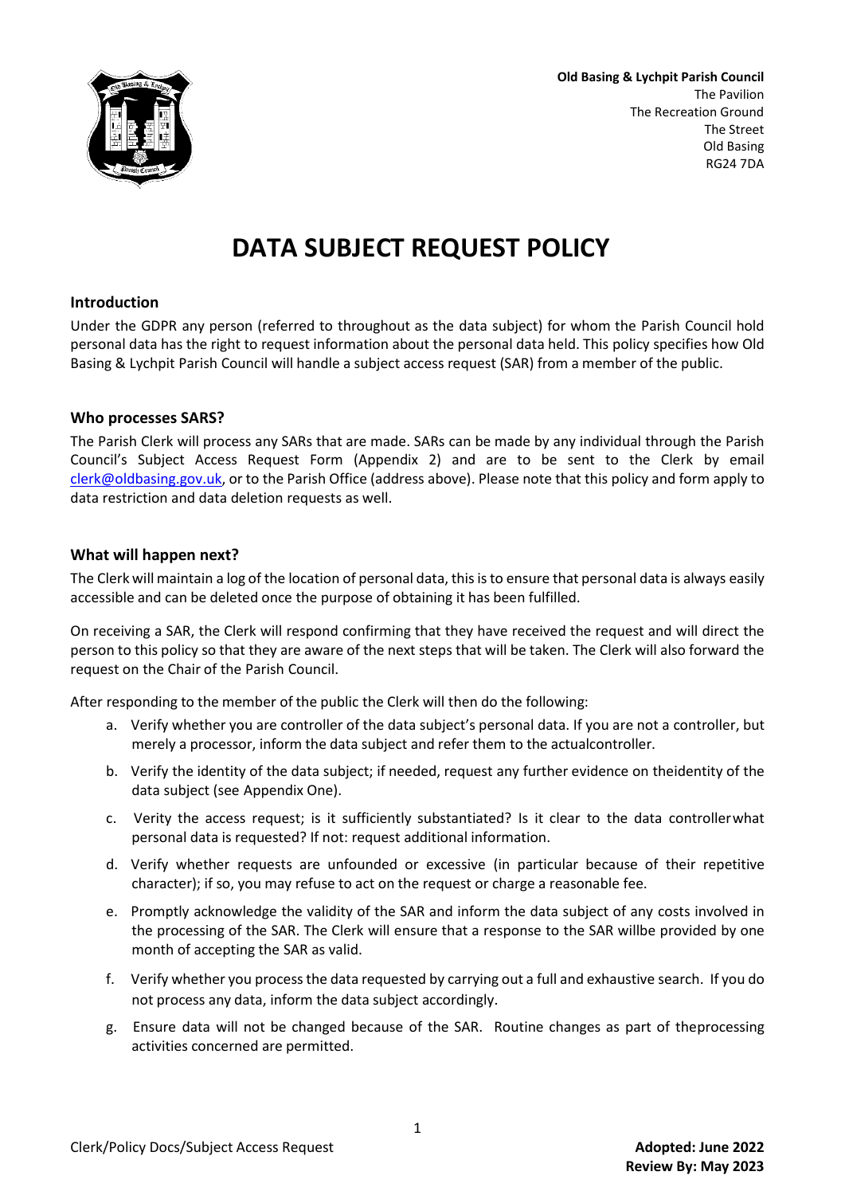**Old Basing & Lychpit Parish Council**
The Pavilion
The Recreation Ground
The Street
Old Basing
RG24 7DA

# DATA SUBJECT REQUEST POLICY

## Introduction

Under the GDPR any person (referred to throughout as the data subject) for whom the Parish Council hold personal data has the right to request information about the personal data held. This policy specifies how Old Basing & Lychpit Parish Council will handle a subject access request (SAR) from a member of the public.

## Who processes SARS?

The Parish Clerk will process any SARs that are made. SARs can be made by any individual through the Parish Council's Subject Access Request Form (Appendix 2) and are to be sent to the Clerk by email clerk@oldbasing.gov.uk, or to the Parish Office (address above). Please note that this policy and form apply to data restriction and data deletion requests as well.

## What will happen next?

The Clerk will maintain a log of the location of personal data, this is to ensure that personal data is always easily accessible and can be deleted once the purpose of obtaining it has been fulfilled.

On receiving a SAR, the Clerk will respond confirming that they have received the request and will direct the person to this policy so that they are aware of the next steps that will be taken. The Clerk will also forward the request on the Chair of the Parish Council.

After responding to the member of the public the Clerk will then do the following:

a. Verify whether you are controller of the data subject's personal data. If you are not a controller, but merely a processor, inform the data subject and refer them to the actualcontroller.

b. Verify the identity of the data subject; if needed, request any further evidence on theidentity of the data subject (see Appendix One).

c. Verity the access request; is it sufficiently substantiated? Is it clear to the data controllerwhat personal data is requested? If not: request additional information.

d. Verify whether requests are unfounded or excessive (in particular because of their repetitive character); if so, you may refuse to act on the request or charge a reasonable fee.

e. Promptly acknowledge the validity of the SAR and inform the data subject of any costs involved in the processing of the SAR. The Clerk will ensure that a response to the SAR willbe provided by one month of accepting the SAR as valid.

f. Verify whether you process the data requested by carrying out a full and exhaustive search. If you do not process any data, inform the data subject accordingly.

g. Ensure data will not be changed because of the SAR. Routine changes as part of theprocessing activities concerned are permitted.

Clerk/Policy Docs/Subject Access Request

**Adopted: June 2022**
**Review By: May 2023**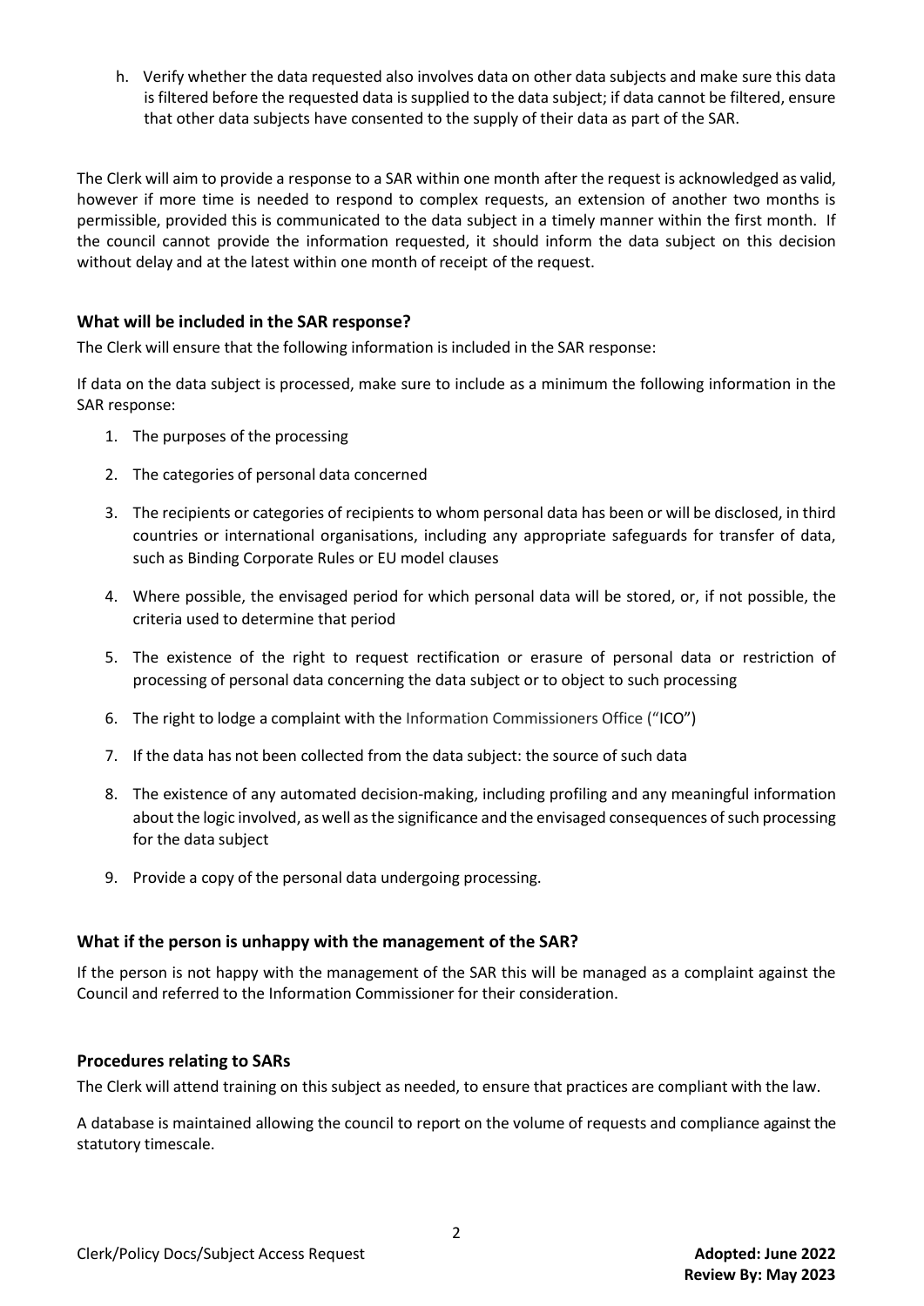h. Verify whether the data requested also involves data on other data subjects and make sure this data is filtered before the requested data is supplied to the data subject; if data cannot be filtered, ensure that other data subjects have consented to the supply of their data as part of the SAR.

The Clerk will aim to provide a response to a SAR within one month after the request is acknowledged as valid, however if more time is needed to respond to complex requests, an extension of another two months is permissible, provided this is communicated to the data subject in a timely manner within the first month. If the council cannot provide the information requested, it should inform the data subject on this decision without delay and at the latest within one month of receipt of the request.

### What will be included in the SAR response?

The Clerk will ensure that the following information is included in the SAR response:

If data on the data subject is processed, make sure to include as a minimum the following information in the SAR response:

1. The purposes of the processing
2. The categories of personal data concerned
3. The recipients or categories of recipients to whom personal data has been or will be disclosed, in third countries or international organisations, including any appropriate safeguards for transfer of data, such as Binding Corporate Rules or EU model clauses
4. Where possible, the envisaged period for which personal data will be stored, or, if not possible, the criteria used to determine that period
5. The existence of the right to request rectification or erasure of personal data or restriction of processing of personal data concerning the data subject or to object to such processing
6. The right to lodge a complaint with the Information Commissioners Office ("ICO")
7. If the data has not been collected from the data subject: the source of such data
8. The existence of any automated decision-making, including profiling and any meaningful information about the logic involved, as well as the significance and the envisaged consequences of such processing for the data subject
9. Provide a copy of the personal data undergoing processing.

### What if the person is unhappy with the management of the SAR?

If the person is not happy with the management of the SAR this will be managed as a complaint against the Council and referred to the Information Commissioner for their consideration.

### Procedures relating to SARs

The Clerk will attend training on this subject as needed, to ensure that practices are compliant with the law.

A database is maintained allowing the council to report on the volume of requests and compliance against the statutory timescale.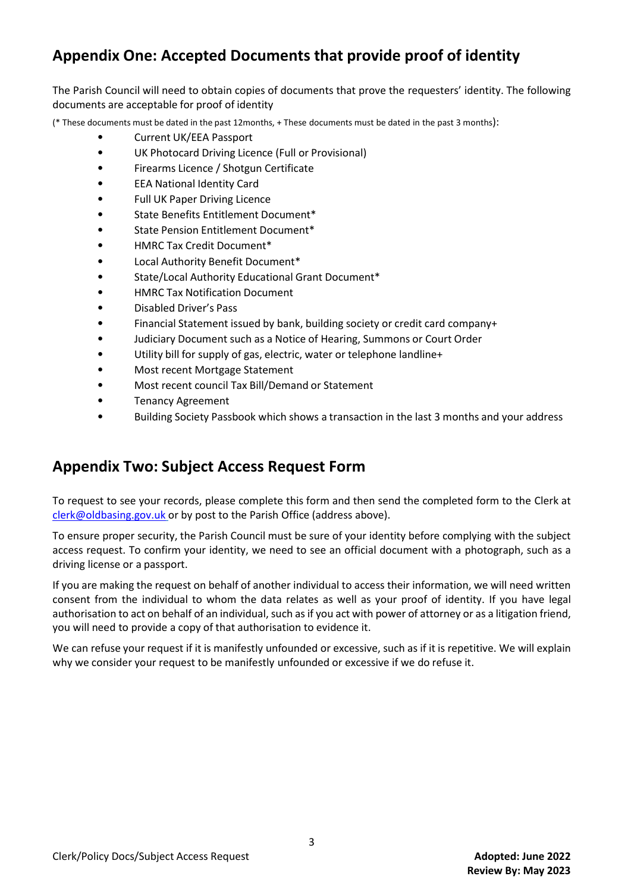## Appendix One: Accepted Documents that provide proof of identity

The Parish Council will need to obtain copies of documents that prove the requesters' identity. The following documents are acceptable for proof of identity

(* These documents must be dated in the past 12months, + These documents must be dated in the past 3 months):

- Current UK/EEA Passport
- UK Photocard Driving Licence (Full or Provisional)
- Firearms Licence / Shotgun Certificate
- EEA National Identity Card
- Full UK Paper Driving Licence
- State Benefits Entitlement Document*
- State Pension Entitlement Document*
- HMRC Tax Credit Document*
- Local Authority Benefit Document*
- State/Local Authority Educational Grant Document*
- HMRC Tax Notification Document
- Disabled Driver's Pass
- Financial Statement issued by bank, building society or credit card company+
- Judiciary Document such as a Notice of Hearing, Summons or Court Order
- Utility bill for supply of gas, electric, water or telephone landline+
- Most recent Mortgage Statement
- Most recent council Tax Bill/Demand or Statement
- Tenancy Agreement
- Building Society Passbook which shows a transaction in the last 3 months and your address

## Appendix Two: Subject Access Request Form

To request to see your records, please complete this form and then send the completed form to the Clerk at clerk@oldbasing.gov.uk or by post to the Parish Office (address above).

To ensure proper security, the Parish Council must be sure of your identity before complying with the subject access request. To confirm your identity, we need to see an official document with a photograph, such as a driving license or a passport.

If you are making the request on behalf of another individual to access their information, we will need written consent from the individual to whom the data relates as well as your proof of identity. If you have legal authorisation to act on behalf of an individual, such as if you act with power of attorney or as a litigation friend, you will need to provide a copy of that authorisation to evidence it.

We can refuse your request if it is manifestly unfounded or excessive, such as if it is repetitive. We will explain why we consider your request to be manifestly unfounded or excessive if we do refuse it.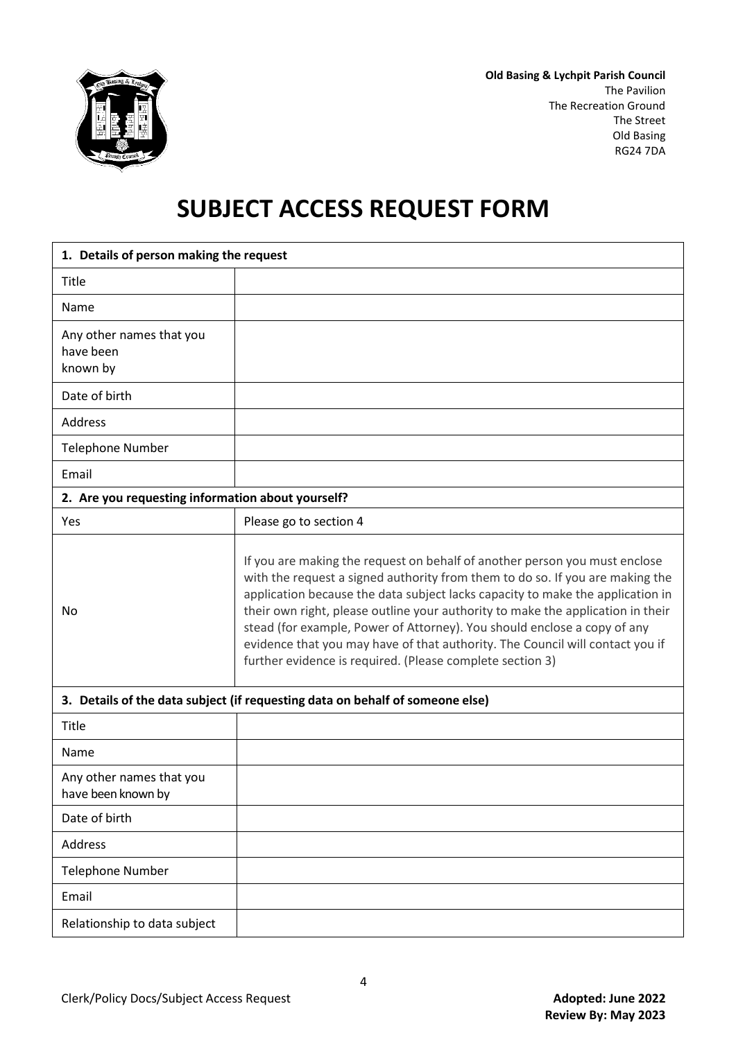**Old Basing & Lychpit Parish Council**
The Pavilion
The Recreation Ground
The Street
Old Basing
RG24 7DA

# SUBJECT ACCESS REQUEST FORM

| **1. Details of person making the request** | |
|---|---|
| Title | |
| Name | |
| Any other names that you have been known by | |
| Date of birth | |
| Address | |
| Telephone Number | |
| Email | |
| **2. Are you requesting information about yourself?** | |
| Yes | Please go to section 4 |
| No | If you are making the request on behalf of another person you must enclose with the request a signed authority from them to do so. If you are making the application because the data subject lacks capacity to make the application in their own right, please outline your authority to make the application in their stead (for example, Power of Attorney). You should enclose a copy of any evidence that you may have of that authority. The Council will contact you if further evidence is required. (Please complete section 3) |
| **3. Details of the data subject (if requesting data on behalf of someone else)** | |
| Title | |
| Name | |
| Any other names that you have been known by | |
| Date of birth | |
| Address | |
| Telephone Number | |
| Email | |
| Relationship to data subject | |

Clerk/Policy Docs/Subject Access Request

**Adopted: June 2022**
**Review By: May 2023**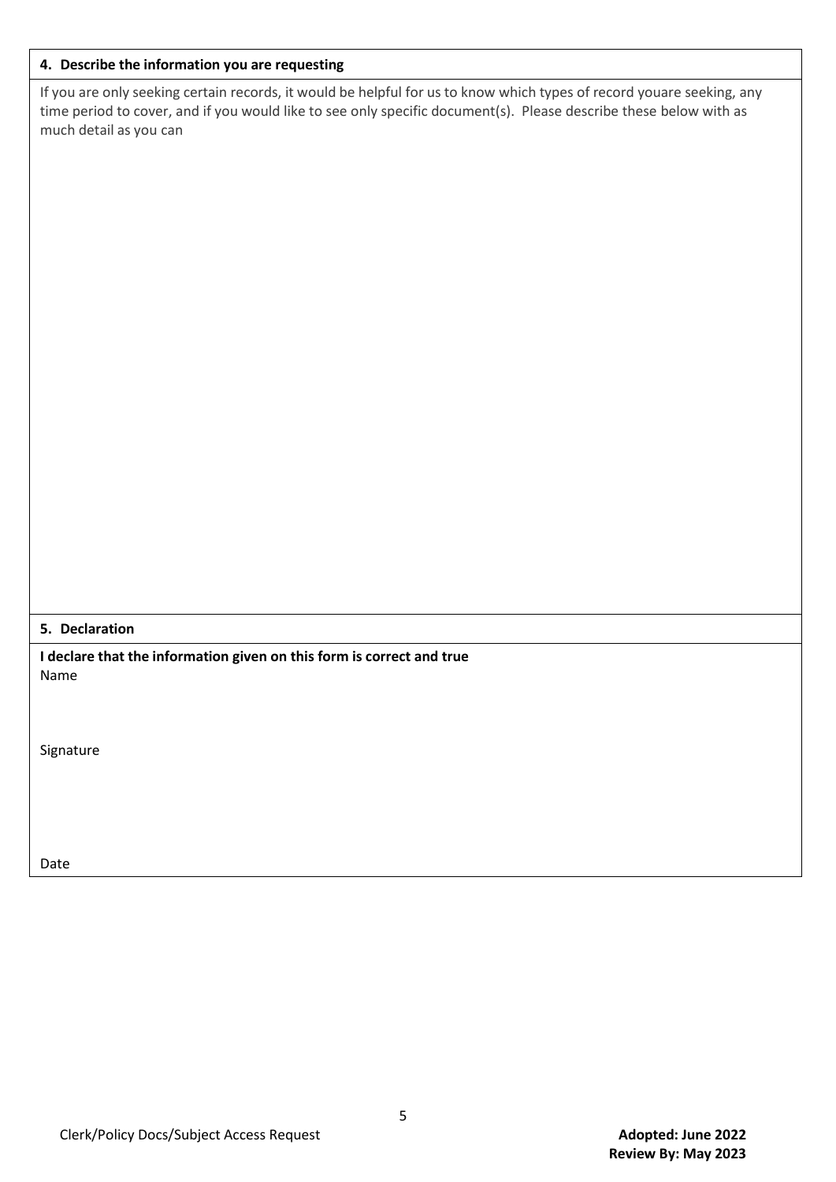## 4. Describe the information you are requesting

If you are only seeking certain records, it would be helpful for us to know which types of record youare seeking, any time period to cover, and if you would like to see only specific document(s). Please describe these below with as much detail as you can

## 5. Declaration

**I declare that the information given on this form is correct and true**

Name

Signature

Date

Clerk/Policy Docs/Subject Access Request

**Adopted: June 2022**
**Review By: May 2023**